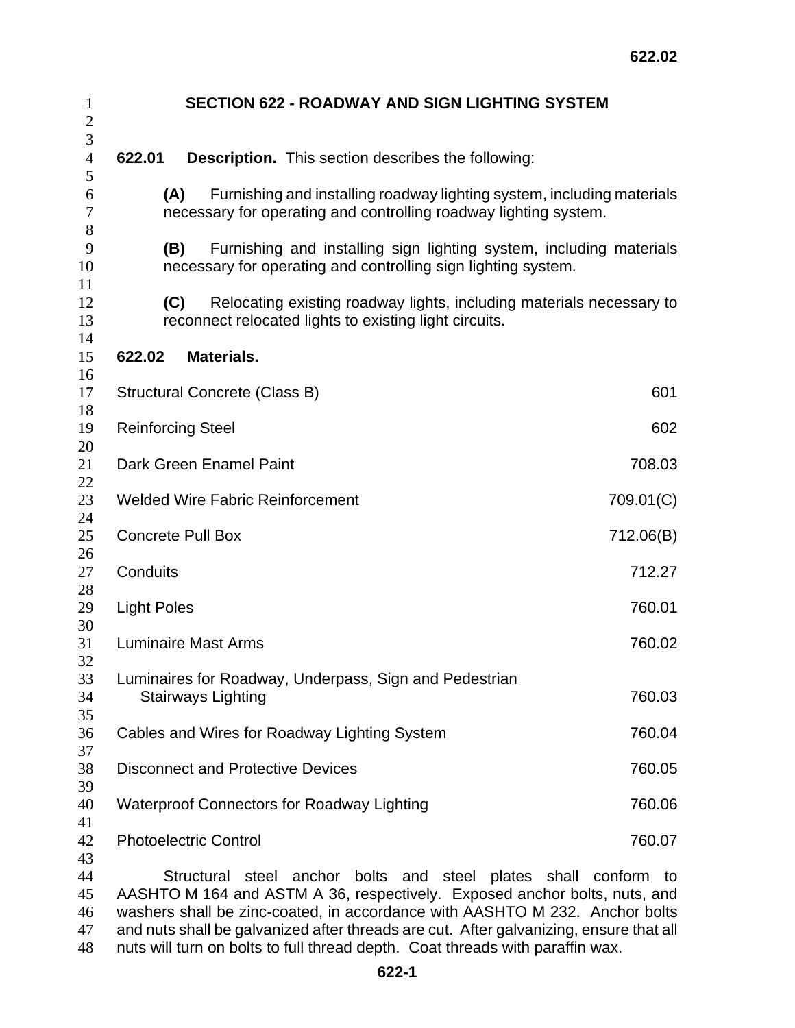# SECTION 622 - ROADWAY AND SIGN LIGHTING SYSTEM

**622.01 Description.** This section describes the following:

**(A)** Furnishing and installing roadway lighting system, including materials necessary for operating and controlling roadway lighting system.

**(B)** Furnishing and installing sign lighting system, including materials necessary for operating and controlling sign lighting system.

**(C)** Relocating existing roadway lights, including materials necessary to reconnect relocated lights to existing light circuits.

**622.02 Materials.**

| | |
|---|---|
| Structural Concrete (Class B) | 601 |
| Reinforcing Steel | 602 |
| Dark Green Enamel Paint | 708.03 |
| Welded Wire Fabric Reinforcement | 709.01(C) |
| Concrete Pull Box | 712.06(B) |
| Conduits | 712.27 |
| Light Poles | 760.01 |
| Luminaire Mast Arms | 760.02 |
| Luminaires for Roadway, Underpass, Sign and Pedestrian Stairways Lighting | 760.03 |
| Cables and Wires for Roadway Lighting System | 760.04 |
| Disconnect and Protective Devices | 760.05 |
| Waterproof Connectors for Roadway Lighting | 760.06 |
| Photoelectric Control | 760.07 |

Structural steel anchor bolts and steel plates shall conform to AASHTO M 164 and ASTM A 36, respectively. Exposed anchor bolts, nuts, and washers shall be zinc-coated, in accordance with AASHTO M 232. Anchor bolts and nuts shall be galvanized after threads are cut. After galvanizing, ensure that all nuts will turn on bolts to full thread depth. Coat threads with paraffin wax.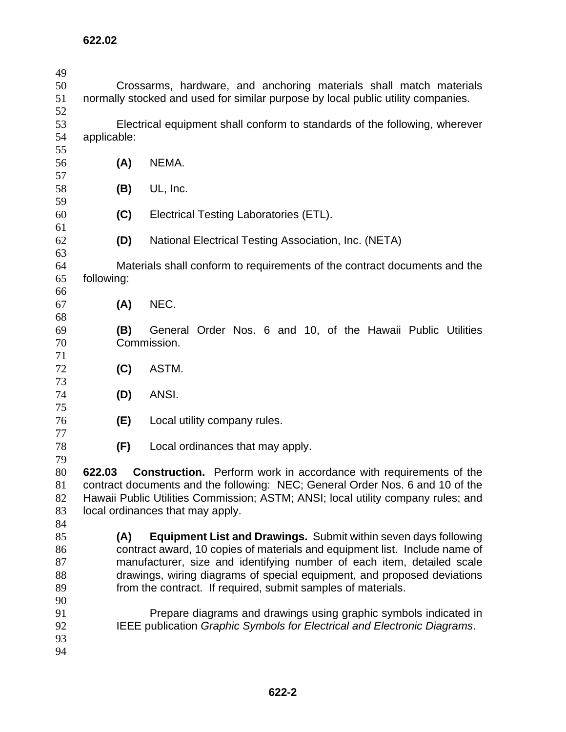Crossarms, hardware, and anchoring materials shall match materials normally stocked and used for similar purpose by local public utility companies.

Electrical equipment shall conform to standards of the following, wherever applicable:

**(A)** NEMA.

**(B)** UL, Inc.

**(C)** Electrical Testing Laboratories (ETL).

**(D)** National Electrical Testing Association, Inc. (NETA)

Materials shall conform to requirements of the contract documents and the following:

**(A)** NEC.

**(B)** General Order Nos. 6 and 10, of the Hawaii Public Utilities Commission.

**(C)** ASTM.

**(D)** ANSI.

**(E)** Local utility company rules.

**(F)** Local ordinances that may apply.

**622.03 Construction.** Perform work in accordance with requirements of the contract documents and the following: NEC; General Order Nos. 6 and 10 of the Hawaii Public Utilities Commission; ASTM; ANSI; local utility company rules; and local ordinances that may apply.

**(A) Equipment List and Drawings.** Submit within seven days following contract award, 10 copies of materials and equipment list. Include name of manufacturer, size and identifying number of each item, detailed scale drawings, wiring diagrams of special equipment, and proposed deviations from the contract. If required, submit samples of materials.

Prepare diagrams and drawings using graphic symbols indicated in IEEE publication *Graphic Symbols for Electrical and Electronic Diagrams*.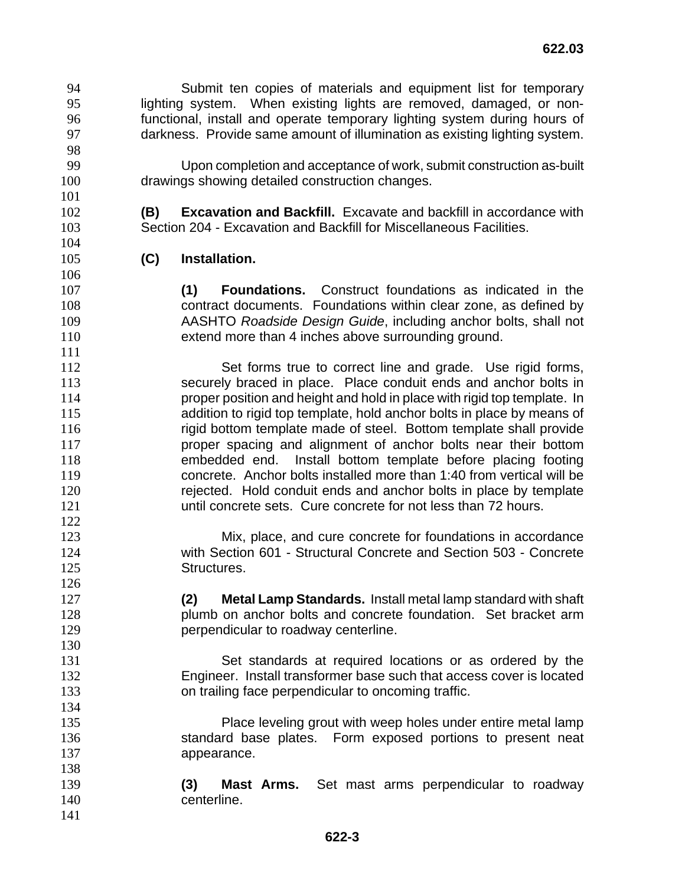Submit ten copies of materials and equipment list for temporary lighting system. When existing lights are removed, damaged, or non-functional, install and operate temporary lighting system during hours of darkness. Provide same amount of illumination as existing lighting system.

Upon completion and acceptance of work, submit construction as-built drawings showing detailed construction changes.

**(B) Excavation and Backfill.** Excavate and backfill in accordance with Section 204 - Excavation and Backfill for Miscellaneous Facilities.

**(C) Installation.**

**(1) Foundations.** Construct foundations as indicated in the contract documents. Foundations within clear zone, as defined by AASHTO *Roadside Design Guide*, including anchor bolts, shall not extend more than 4 inches above surrounding ground.

Set forms true to correct line and grade. Use rigid forms, securely braced in place. Place conduit ends and anchor bolts in proper position and height and hold in place with rigid top template. In addition to rigid top template, hold anchor bolts in place by means of rigid bottom template made of steel. Bottom template shall provide proper spacing and alignment of anchor bolts near their bottom embedded end. Install bottom template before placing footing concrete. Anchor bolts installed more than 1:40 from vertical will be rejected. Hold conduit ends and anchor bolts in place by template until concrete sets. Cure concrete for not less than 72 hours.

Mix, place, and cure concrete for foundations in accordance with Section 601 - Structural Concrete and Section 503 - Concrete Structures.

**(2) Metal Lamp Standards.** Install metal lamp standard with shaft plumb on anchor bolts and concrete foundation. Set bracket arm perpendicular to roadway centerline.

Set standards at required locations or as ordered by the Engineer. Install transformer base such that access cover is located on trailing face perpendicular to oncoming traffic.

Place leveling grout with weep holes under entire metal lamp standard base plates. Form exposed portions to present neat appearance.

**(3) Mast Arms.** Set mast arms perpendicular to roadway centerline.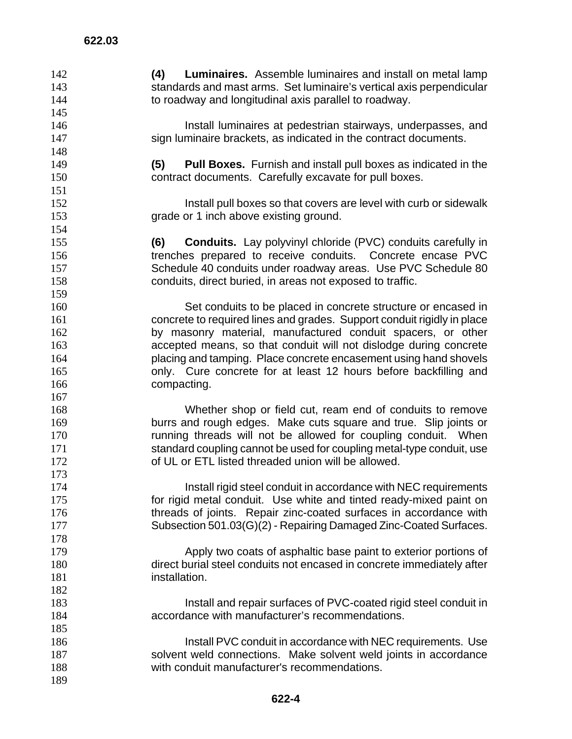**(4) Luminaires.** Assemble luminaires and install on metal lamp standards and mast arms. Set luminaire's vertical axis perpendicular to roadway and longitudinal axis parallel to roadway.

Install luminaires at pedestrian stairways, underpasses, and sign luminaire brackets, as indicated in the contract documents.

**(5) Pull Boxes.** Furnish and install pull boxes as indicated in the contract documents. Carefully excavate for pull boxes.

Install pull boxes so that covers are level with curb or sidewalk grade or 1 inch above existing ground.

**(6) Conduits.** Lay polyvinyl chloride (PVC) conduits carefully in trenches prepared to receive conduits. Concrete encase PVC Schedule 40 conduits under roadway areas. Use PVC Schedule 80 conduits, direct buried, in areas not exposed to traffic.

Set conduits to be placed in concrete structure or encased in concrete to required lines and grades. Support conduit rigidly in place by masonry material, manufactured conduit spacers, or other accepted means, so that conduit will not dislodge during concrete placing and tamping. Place concrete encasement using hand shovels only. Cure concrete for at least 12 hours before backfilling and compacting.

Whether shop or field cut, ream end of conduits to remove burrs and rough edges. Make cuts square and true. Slip joints or running threads will not be allowed for coupling conduit. When standard coupling cannot be used for coupling metal-type conduit, use of UL or ETL listed threaded union will be allowed.

Install rigid steel conduit in accordance with NEC requirements for rigid metal conduit. Use white and tinted ready-mixed paint on threads of joints. Repair zinc-coated surfaces in accordance with Subsection 501.03(G)(2) - Repairing Damaged Zinc-Coated Surfaces.

Apply two coats of asphaltic base paint to exterior portions of direct burial steel conduits not encased in concrete immediately after installation.

Install and repair surfaces of PVC-coated rigid steel conduit in accordance with manufacturer's recommendations.

Install PVC conduit in accordance with NEC requirements. Use solvent weld connections. Make solvent weld joints in accordance with conduit manufacturer's recommendations.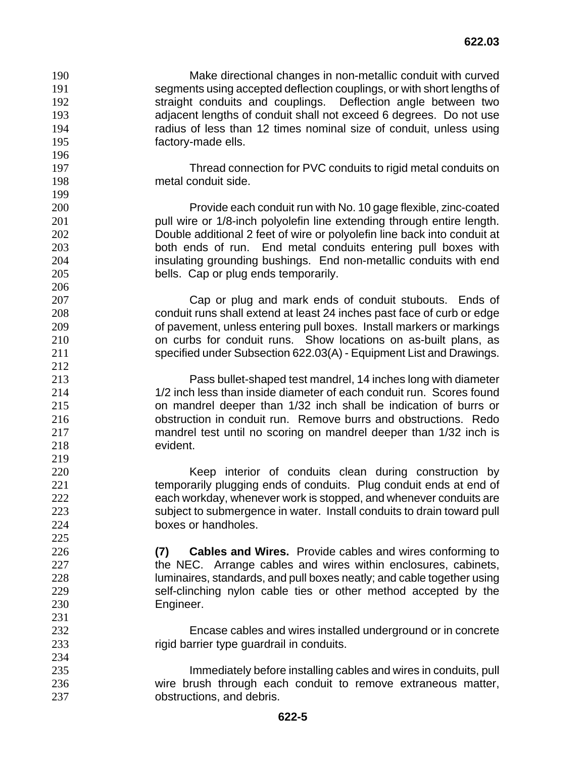Make directional changes in non-metallic conduit with curved segments using accepted deflection couplings, or with short lengths of straight conduits and couplings. Deflection angle between two adjacent lengths of conduit shall not exceed 6 degrees. Do not use radius of less than 12 times nominal size of conduit, unless using factory-made ells.

Thread connection for PVC conduits to rigid metal conduits on metal conduit side.

Provide each conduit run with No. 10 gage flexible, zinc-coated pull wire or 1/8-inch polyolefin line extending through entire length. Double additional 2 feet of wire or polyolefin line back into conduit at both ends of run. End metal conduits entering pull boxes with insulating grounding bushings. End non-metallic conduits with end bells. Cap or plug ends temporarily.

Cap or plug and mark ends of conduit stubouts. Ends of conduit runs shall extend at least 24 inches past face of curb or edge of pavement, unless entering pull boxes. Install markers or markings on curbs for conduit runs. Show locations on as-built plans, as specified under Subsection 622.03(A) - Equipment List and Drawings.

Pass bullet-shaped test mandrel, 14 inches long with diameter 1/2 inch less than inside diameter of each conduit run. Scores found on mandrel deeper than 1/32 inch shall be indication of burrs or obstruction in conduit run. Remove burrs and obstructions. Redo mandrel test until no scoring on mandrel deeper than 1/32 inch is evident.

Keep interior of conduits clean during construction by temporarily plugging ends of conduits. Plug conduit ends at end of each workday, whenever work is stopped, and whenever conduits are subject to submergence in water. Install conduits to drain toward pull boxes or handholes.

**(7) Cables and Wires.** Provide cables and wires conforming to the NEC. Arrange cables and wires within enclosures, cabinets, luminaires, standards, and pull boxes neatly; and cable together using self-clinching nylon cable ties or other method accepted by the Engineer.

Encase cables and wires installed underground or in concrete rigid barrier type guardrail in conduits.

Immediately before installing cables and wires in conduits, pull wire brush through each conduit to remove extraneous matter, obstructions, and debris.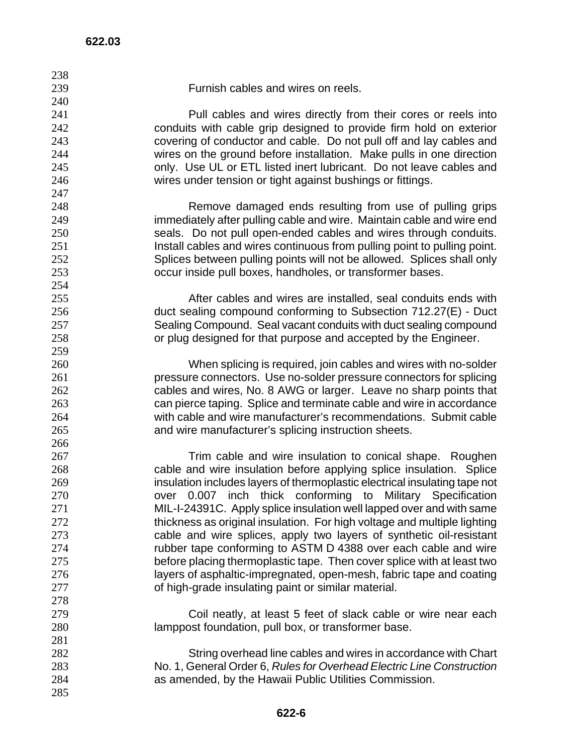Furnish cables and wires on reels.

Pull cables and wires directly from their cores or reels into conduits with cable grip designed to provide firm hold on exterior covering of conductor and cable. Do not pull off and lay cables and wires on the ground before installation. Make pulls in one direction only. Use UL or ETL listed inert lubricant. Do not leave cables and wires under tension or tight against bushings or fittings.

Remove damaged ends resulting from use of pulling grips immediately after pulling cable and wire. Maintain cable and wire end seals. Do not pull open-ended cables and wires through conduits. Install cables and wires continuous from pulling point to pulling point. Splices between pulling points will not be allowed. Splices shall only occur inside pull boxes, handholes, or transformer bases.

After cables and wires are installed, seal conduits ends with duct sealing compound conforming to Subsection 712.27(E) - Duct Sealing Compound. Seal vacant conduits with duct sealing compound or plug designed for that purpose and accepted by the Engineer.

When splicing is required, join cables and wires with no-solder pressure connectors. Use no-solder pressure connectors for splicing cables and wires, No. 8 AWG or larger. Leave no sharp points that can pierce taping. Splice and terminate cable and wire in accordance with cable and wire manufacturer's recommendations. Submit cable and wire manufacturer's splicing instruction sheets.

Trim cable and wire insulation to conical shape. Roughen cable and wire insulation before applying splice insulation. Splice insulation includes layers of thermoplastic electrical insulating tape not over 0.007 inch thick conforming to Military Specification MIL-I-24391C. Apply splice insulation well lapped over and with same thickness as original insulation. For high voltage and multiple lighting cable and wire splices, apply two layers of synthetic oil-resistant rubber tape conforming to ASTM D 4388 over each cable and wire before placing thermoplastic tape. Then cover splice with at least two layers of asphaltic-impregnated, open-mesh, fabric tape and coating of high-grade insulating paint or similar material.

Coil neatly, at least 5 feet of slack cable or wire near each lamppost foundation, pull box, or transformer base.

String overhead line cables and wires in accordance with Chart No. 1, General Order 6, *Rules for Overhead Electric Line Construction* as amended, by the Hawaii Public Utilities Commission.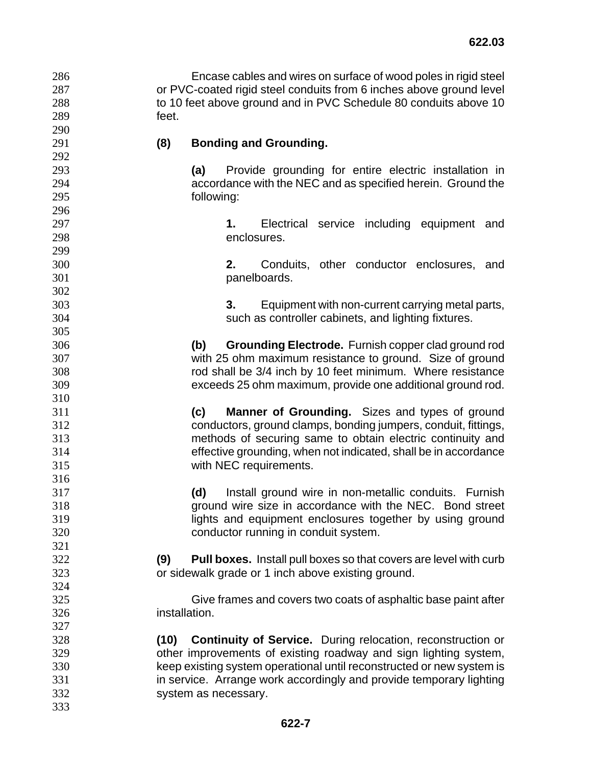Encase cables and wires on surface of wood poles in rigid steel or PVC-coated rigid steel conduits from 6 inches above ground level to 10 feet above ground and in PVC Schedule 80 conduits above 10 feet.

**(8) Bonding and Grounding.**

**(a)** Provide grounding for entire electric installation in accordance with the NEC and as specified herein. Ground the following:

**1.** Electrical service including equipment and enclosures.

**2.** Conduits, other conductor enclosures, and panelboards.

**3.** Equipment with non-current carrying metal parts, such as controller cabinets, and lighting fixtures.

**(b) Grounding Electrode.** Furnish copper clad ground rod with 25 ohm maximum resistance to ground. Size of ground rod shall be 3/4 inch by 10 feet minimum. Where resistance exceeds 25 ohm maximum, provide one additional ground rod.

**(c) Manner of Grounding.** Sizes and types of ground conductors, ground clamps, bonding jumpers, conduit, fittings, methods of securing same to obtain electric continuity and effective grounding, when not indicated, shall be in accordance with NEC requirements.

**(d)** Install ground wire in non-metallic conduits. Furnish ground wire size in accordance with the NEC. Bond street lights and equipment enclosures together by using ground conductor running in conduit system.

**(9) Pull boxes.** Install pull boxes so that covers are level with curb or sidewalk grade or 1 inch above existing ground.

Give frames and covers two coats of asphaltic base paint after installation.

**(10) Continuity of Service.** During relocation, reconstruction or other improvements of existing roadway and sign lighting system, keep existing system operational until reconstructed or new system is in service. Arrange work accordingly and provide temporary lighting system as necessary.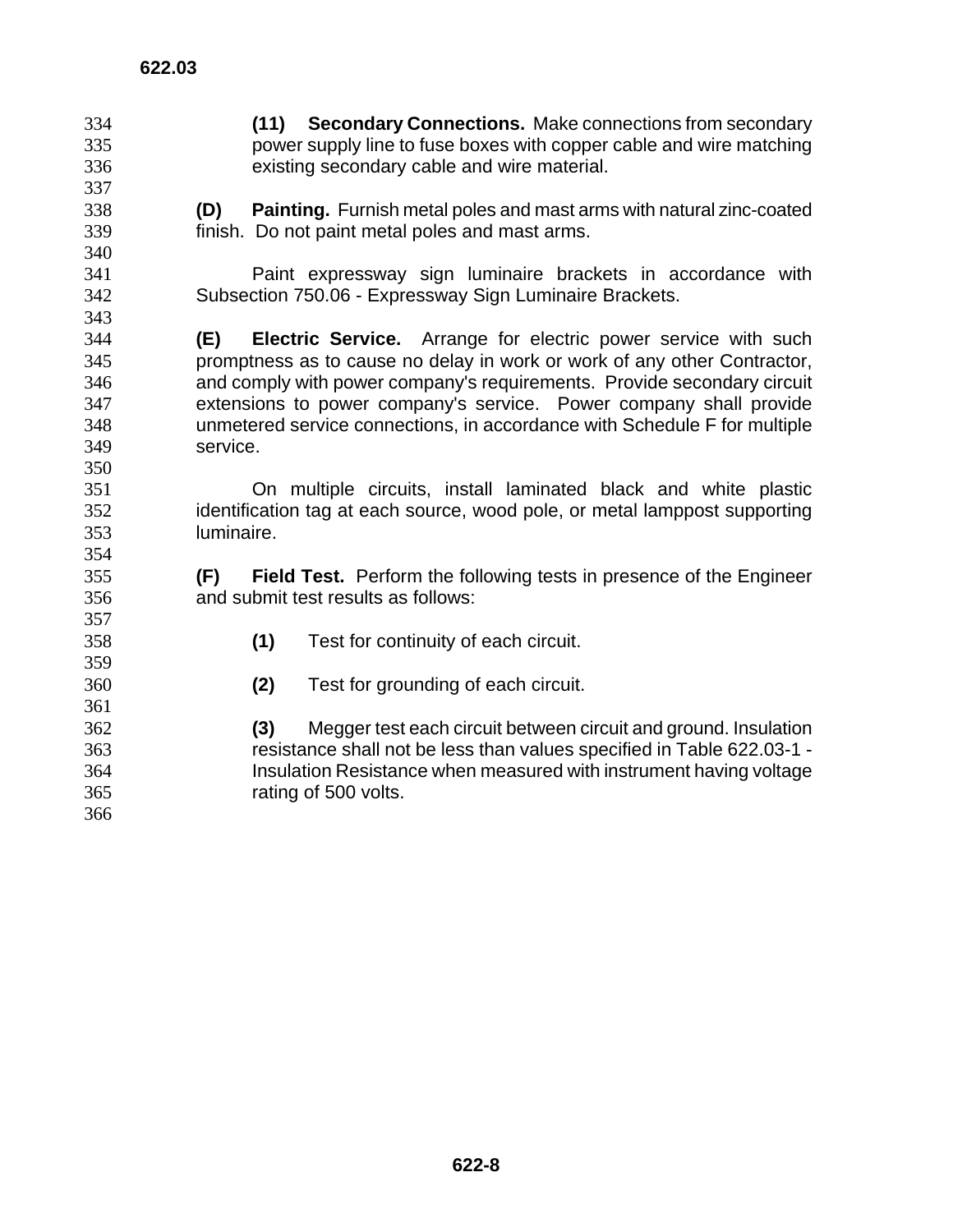**(11) Secondary Connections.** Make connections from secondary power supply line to fuse boxes with copper cable and wire matching existing secondary cable and wire material.

**(D) Painting.** Furnish metal poles and mast arms with natural zinc-coated finish. Do not paint metal poles and mast arms.

Paint expressway sign luminaire brackets in accordance with Subsection 750.06 - Expressway Sign Luminaire Brackets.

**(E) Electric Service.** Arrange for electric power service with such promptness as to cause no delay in work or work of any other Contractor, and comply with power company's requirements. Provide secondary circuit extensions to power company's service. Power company shall provide unmetered service connections, in accordance with Schedule F for multiple service.

On multiple circuits, install laminated black and white plastic identification tag at each source, wood pole, or metal lamppost supporting luminaire.

**(F) Field Test.** Perform the following tests in presence of the Engineer and submit test results as follows:

**(1)** Test for continuity of each circuit.

**(2)** Test for grounding of each circuit.

**(3)** Megger test each circuit between circuit and ground. Insulation resistance shall not be less than values specified in Table 622.03-1 - Insulation Resistance when measured with instrument having voltage rating of 500 volts.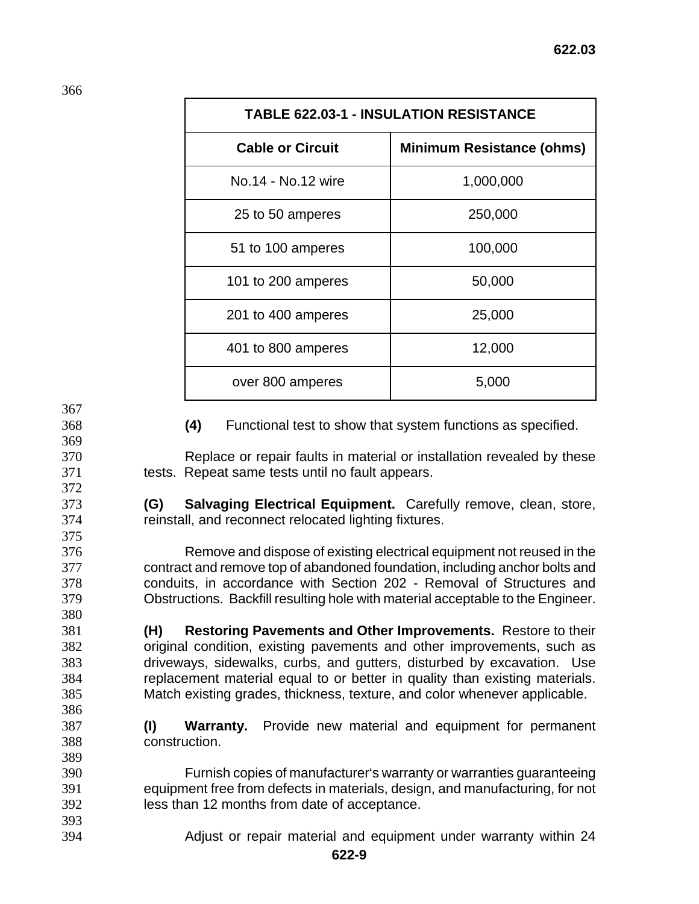| TABLE 622.03-1 - INSULATION RESISTANCE | |
|---|---|
| **Cable or Circuit** | **Minimum Resistance (ohms)** |
| No.14 - No.12 wire | 1,000,000 |
| 25 to 50 amperes | 250,000 |
| 51 to 100 amperes | 100,000 |
| 101 to 200 amperes | 50,000 |
| 201 to 400 amperes | 25,000 |
| 401 to 800 amperes | 12,000 |
| over 800 amperes | 5,000 |

**(4)** Functional test to show that system functions as specified.

Replace or repair faults in material or installation revealed by these tests. Repeat same tests until no fault appears.

**(G) Salvaging Electrical Equipment.** Carefully remove, clean, store, reinstall, and reconnect relocated lighting fixtures.

Remove and dispose of existing electrical equipment not reused in the contract and remove top of abandoned foundation, including anchor bolts and conduits, in accordance with Section 202 - Removal of Structures and Obstructions. Backfill resulting hole with material acceptable to the Engineer.

**(H) Restoring Pavements and Other Improvements.** Restore to their original condition, existing pavements and other improvements, such as driveways, sidewalks, curbs, and gutters, disturbed by excavation. Use replacement material equal to or better in quality than existing materials. Match existing grades, thickness, texture, and color whenever applicable.

**(I) Warranty.** Provide new material and equipment for permanent construction.

Furnish copies of manufacturer's warranty or warranties guaranteeing equipment free from defects in materials, design, and manufacturing, for not less than 12 months from date of acceptance.

Adjust or repair material and equipment under warranty within 24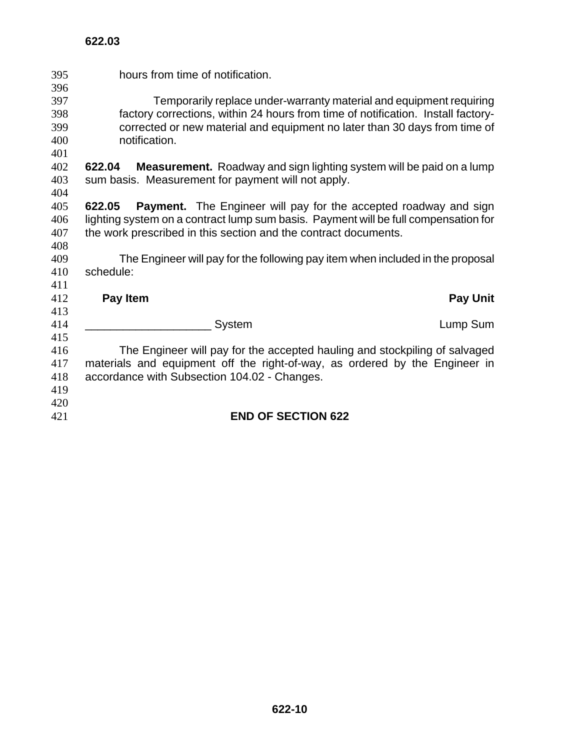hours from time of notification.

Temporarily replace under-warranty material and equipment requiring factory corrections, within 24 hours from time of notification. Install factory-corrected or new material and equipment no later than 30 days from time of notification.

**622.04 Measurement.** Roadway and sign lighting system will be paid on a lump sum basis. Measurement for payment will not apply.

**622.05 Payment.** The Engineer will pay for the accepted roadway and sign lighting system on a contract lump sum basis. Payment will be full compensation for the work prescribed in this section and the contract documents.

The Engineer will pay for the following pay item when included in the proposal schedule:

| Pay Item | Pay Unit |
| --- | --- |
| ____________________ System | Lump Sum |

The Engineer will pay for the accepted hauling and stockpiling of salvaged materials and equipment off the right-of-way, as ordered by the Engineer in accordance with Subsection 104.02 - Changes.

**END OF SECTION 622**